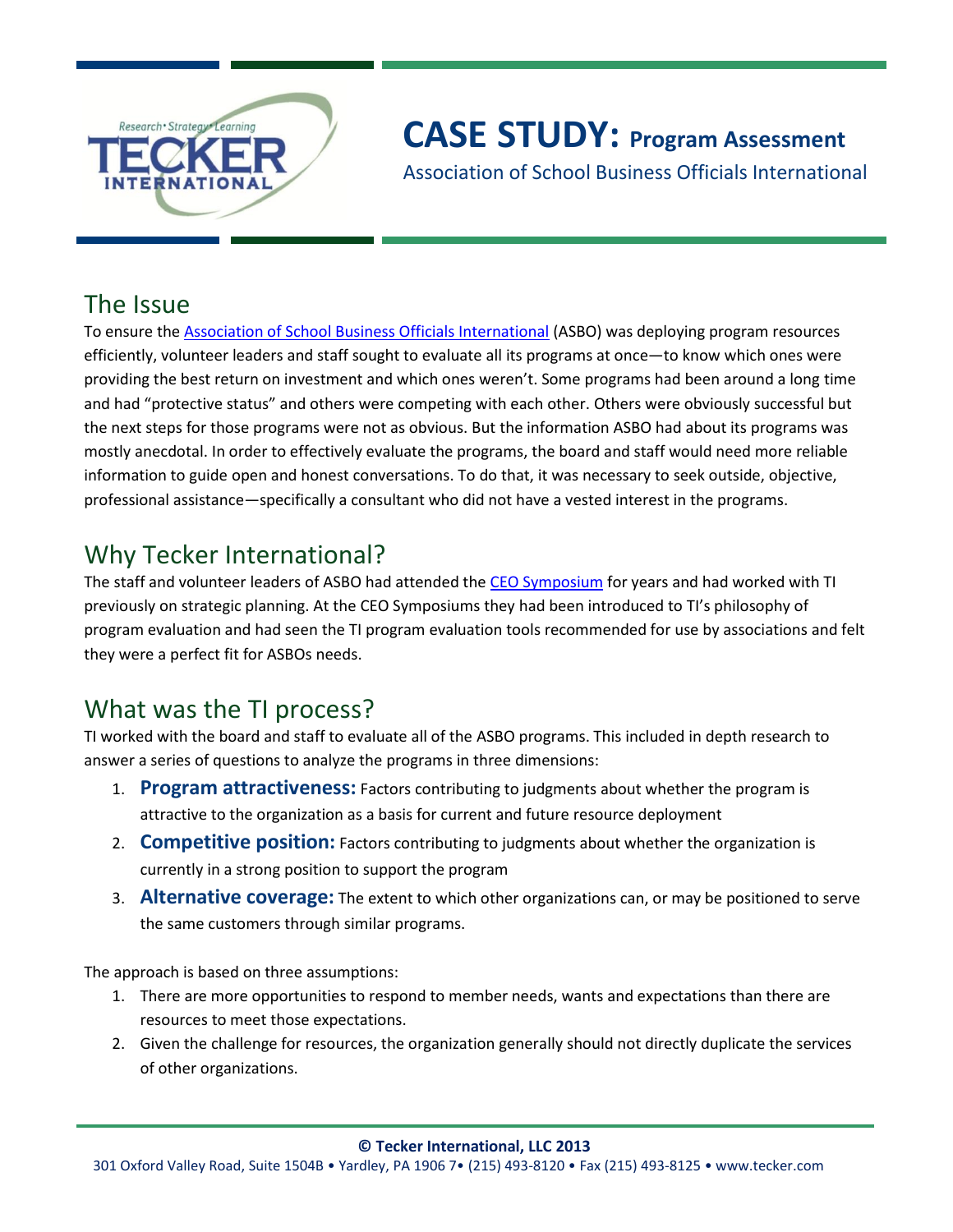# CASE STUDY: Program Assessment

Association of School Business Officials International

## The Issue

To ensure the Association of School Business Officials International (ASBO) was deploying program resources efficiently, volunteer leaders and staff sought to evaluate all its programs at once—to know which ones were providing the best return on investment and which ones weren't. Some programs had been around a long time and had "protective status" and others were competing with each other. Others were obviously successful but the next steps for those programs were not as obvious. But the information ASBO had about its programs was mostly anecdotal. In order to effectively evaluate the programs, the board and staff would need more reliable information to guide open and honest conversations. To do that, it was necessary to seek outside, objective, professional assistance—specifically a consultant who did not have a vested interest in the programs.

## Why Tecker International?

The staff and volunteer leaders of ASBO had attended the CEO Symposium for years and had worked with TI previously on strategic planning. At the CEO Symposiums they had been introduced to TI's philosophy of program evaluation and had seen the TI program evaluation tools recommended for use by associations and felt they were a perfect fit for ASBOs needs.

## What was the TI process?

TI worked with the board and staff to evaluate all of the ASBO programs. This included in depth research to answer a series of questions to analyze the programs in three dimensions:

1. **Program attractiveness:** Factors contributing to judgments about whether the program is attractive to the organization as a basis for current and future resource deployment
2. **Competitive position:** Factors contributing to judgments about whether the organization is currently in a strong position to support the program
3. **Alternative coverage:** The extent to which other organizations can, or may be positioned to serve the same customers through similar programs.

The approach is based on three assumptions:

1. There are more opportunities to respond to member needs, wants and expectations than there are resources to meet those expectations.
2. Given the challenge for resources, the organization generally should not directly duplicate the services of other organizations.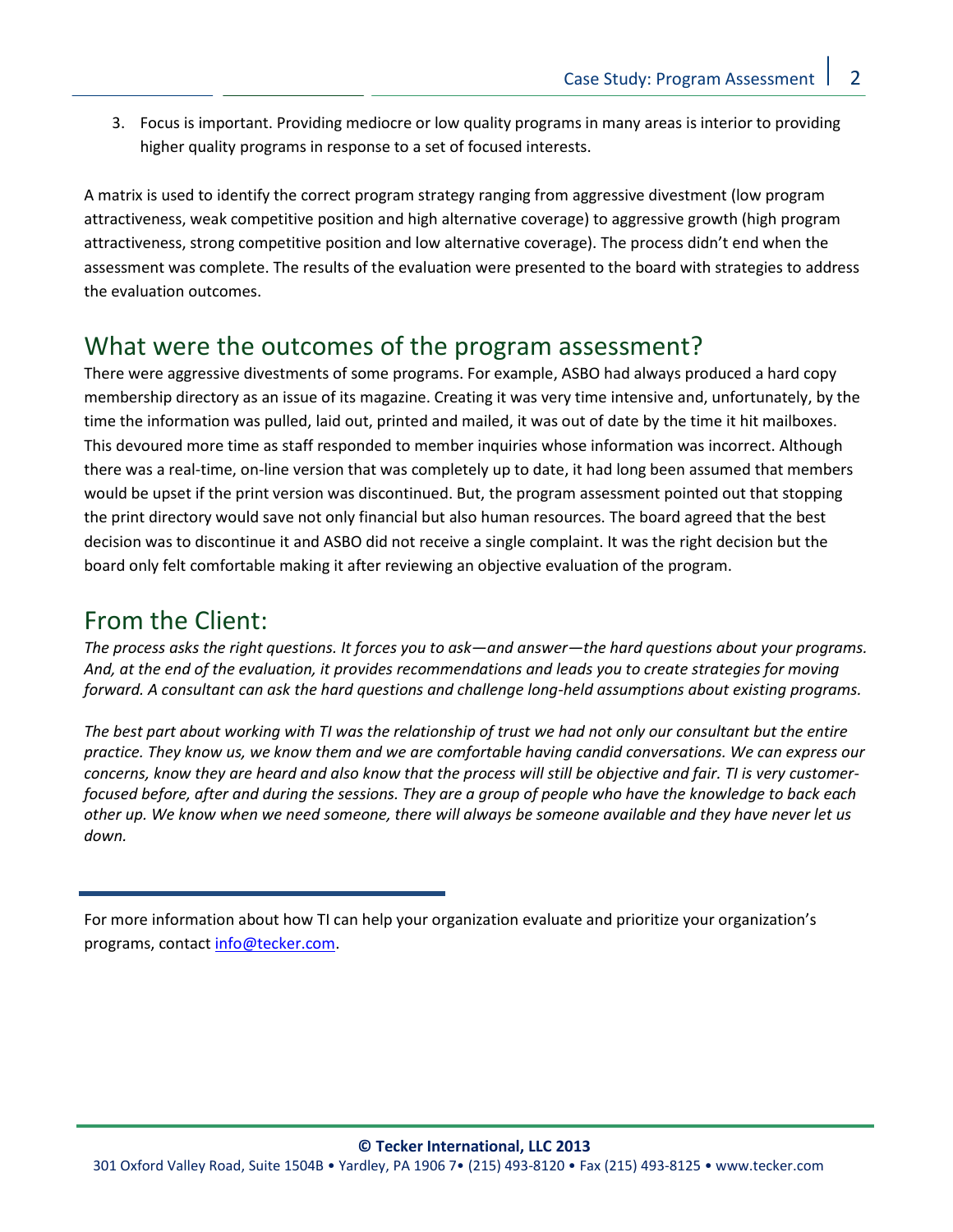3. Focus is important. Providing mediocre or low quality programs in many areas is interior to providing higher quality programs in response to a set of focused interests.

A matrix is used to identify the correct program strategy ranging from aggressive divestment (low program attractiveness, weak competitive position and high alternative coverage) to aggressive growth (high program attractiveness, strong competitive position and low alternative coverage). The process didn't end when the assessment was complete. The results of the evaluation were presented to the board with strategies to address the evaluation outcomes.

## What were the outcomes of the program assessment?

There were aggressive divestments of some programs. For example, ASBO had always produced a hard copy membership directory as an issue of its magazine. Creating it was very time intensive and, unfortunately, by the time the information was pulled, laid out, printed and mailed, it was out of date by the time it hit mailboxes. This devoured more time as staff responded to member inquiries whose information was incorrect. Although there was a real-time, on-line version that was completely up to date, it had long been assumed that members would be upset if the print version was discontinued. But, the program assessment pointed out that stopping the print directory would save not only financial but also human resources. The board agreed that the best decision was to discontinue it and ASBO did not receive a single complaint. It was the right decision but the board only felt comfortable making it after reviewing an objective evaluation of the program.

## From the Client:

*The process asks the right questions. It forces you to ask—and answer—the hard questions about your programs. And, at the end of the evaluation, it provides recommendations and leads you to create strategies for moving forward. A consultant can ask the hard questions and challenge long-held assumptions about existing programs.*

*The best part about working with TI was the relationship of trust we had not only our consultant but the entire practice. They know us, we know them and we are comfortable having candid conversations. We can express our concerns, know they are heard and also know that the process will still be objective and fair. TI is very customer-focused before, after and during the sessions. They are a group of people who have the knowledge to back each other up. We know when we need someone, there will always be someone available and they have never let us down.*

---

For more information about how TI can help your organization evaluate and prioritize your organization's programs, contact [info@tecker.com](mailto:info@tecker.com).

**© Tecker International, LLC 2013**

301 Oxford Valley Road, Suite 1504B • Yardley, PA 1906 7• (215) 493-8120 • Fax (215) 493-8125 • www.tecker.com